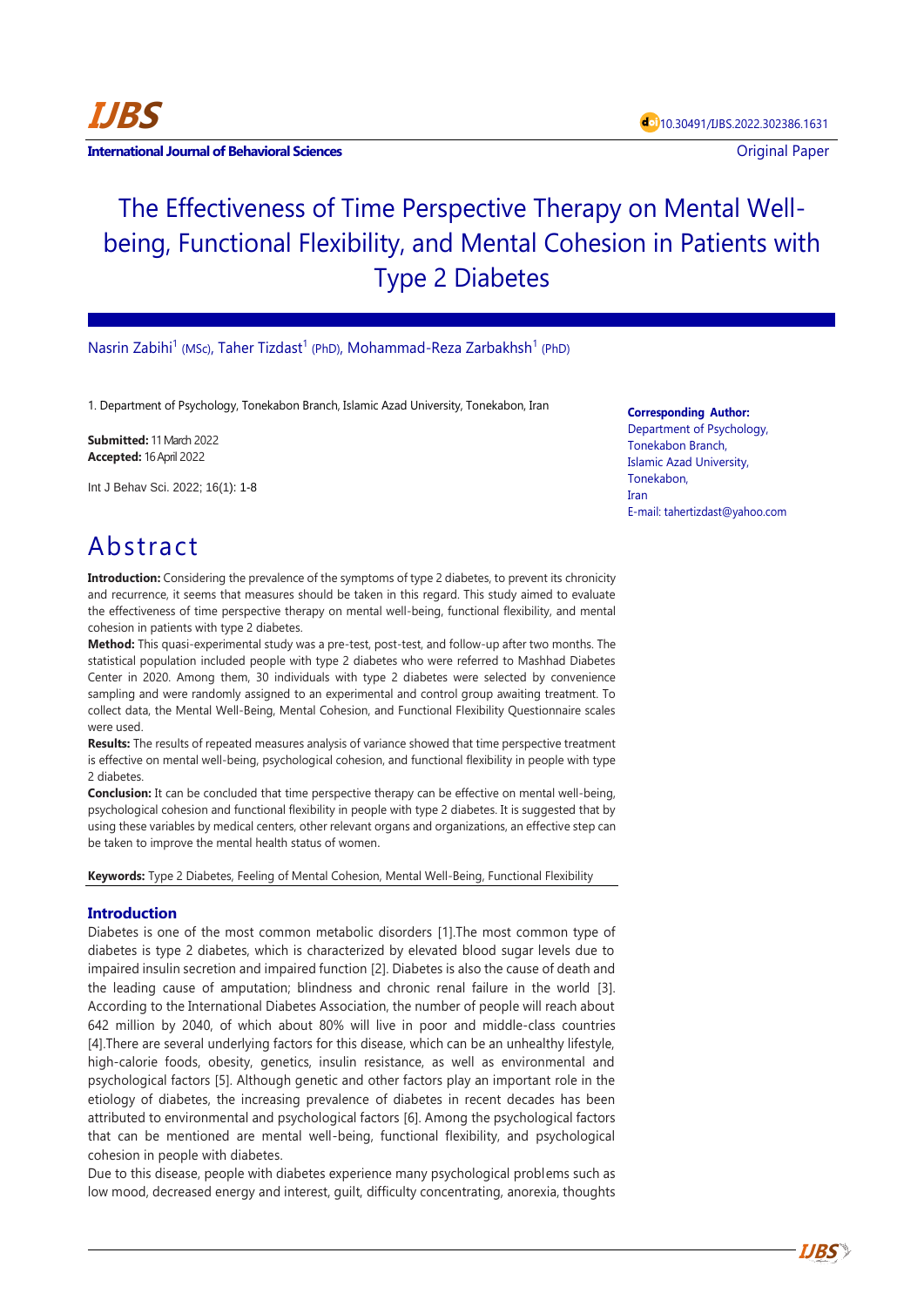**International Journal of Behavioral Sciences**

10.30491/IJBS.2022.302386.1631

Original Paper

# The Effectiveness of Time Perspective Therapy on Mental Well-being, Functional Flexibility, and Mental Cohesion in Patients with Type 2 Diabetes

Nasrin Zabihi[1] (MSc), Taher Tizdast[1] (PhD), Mohammad-Reza Zarbakhsh[1] (PhD)

1. Department of Psychology, Tonekabon Branch, Islamic Azad University, Tonekabon, Iran

**Submitted:** 11 March 2022
**Accepted:** 16 April 2022

Int J Behav Sci. 2022; 16(1): 1-8

**Corresponding Author:**
Department of Psychology,
Tonekabon Branch,
Islamic Azad University,
Tonekabon,
Iran
E-mail: tahertizdast@yahoo.com

# Abstract

**Introduction:** Considering the prevalence of the symptoms of type 2 diabetes, to prevent its chronicity and recurrence, it seems that measures should be taken in this regard. This study aimed to evaluate the effectiveness of time perspective therapy on mental well-being, functional flexibility, and mental cohesion in patients with type 2 diabetes.

**Method:** This quasi-experimental study was a pre-test, post-test, and follow-up after two months. The statistical population included people with type 2 diabetes who were referred to Mashhad Diabetes Center in 2020. Among them, 30 individuals with type 2 diabetes were selected by convenience sampling and were randomly assigned to an experimental and control group awaiting treatment. To collect data, the Mental Well-Being, Mental Cohesion, and Functional Flexibility Questionnaire scales were used.

**Results:** The results of repeated measures analysis of variance showed that time perspective treatment is effective on mental well-being, psychological cohesion, and functional flexibility in people with type 2 diabetes.

**Conclusion:** It can be concluded that time perspective therapy can be effective on mental well-being, psychological cohesion and functional flexibility in people with type 2 diabetes. It is suggested that by using these variables by medical centers, other relevant organs and organizations, an effective step can be taken to improve the mental health status of women.

**Keywords:** Type 2 Diabetes, Feeling of Mental Cohesion, Mental Well-Being, Functional Flexibility

## Introduction

Diabetes is one of the most common metabolic disorders [1].The most common type of diabetes is type 2 diabetes, which is characterized by elevated blood sugar levels due to impaired insulin secretion and impaired function [2]. Diabetes is also the cause of death and the leading cause of amputation; blindness and chronic renal failure in the world [3]. According to the International Diabetes Association, the number of people will reach about 642 million by 2040, of which about 80% will live in poor and middle-class countries [4].There are several underlying factors for this disease, which can be an unhealthy lifestyle, high-calorie foods, obesity, genetics, insulin resistance, as well as environmental and psychological factors [5]. Although genetic and other factors play an important role in the etiology of diabetes, the increasing prevalence of diabetes in recent decades has been attributed to environmental and psychological factors [6]. Among the psychological factors that can be mentioned are mental well-being, functional flexibility, and psychological cohesion in people with diabetes.

Due to this disease, people with diabetes experience many psychological problems such as low mood, decreased energy and interest, guilt, difficulty concentrating, anorexia, thoughts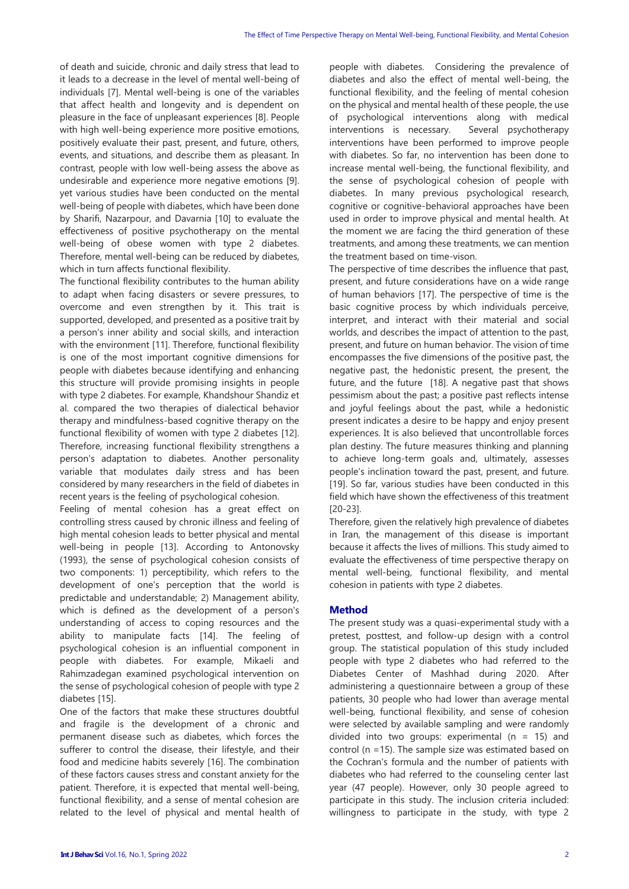of death and suicide, chronic and daily stress that lead to it leads to a decrease in the level of mental well-being of individuals [7]. Mental well-being is one of the variables that affect health and longevity and is dependent on pleasure in the face of unpleasant experiences [8]. People with high well-being experience more positive emotions, positively evaluate their past, present, and future, others, events, and situations, and describe them as pleasant. In contrast, people with low well-being assess the above as undesirable and experience more negative emotions [9]. yet various studies have been conducted on the mental well-being of people with diabetes, which have been done by Sharifi, Nazarpour, and Davarnia [10] to evaluate the effectiveness of positive psychotherapy on the mental well-being of obese women with type 2 diabetes. Therefore, mental well-being can be reduced by diabetes, which in turn affects functional flexibility.

The functional flexibility contributes to the human ability to adapt when facing disasters or severe pressures, to overcome and even strengthen by it. This trait is supported, developed, and presented as a positive trait by a person's inner ability and social skills, and interaction with the environment [11]. Therefore, functional flexibility is one of the most important cognitive dimensions for people with diabetes because identifying and enhancing this structure will provide promising insights in people with type 2 diabetes. For example, Khandshour Shandiz et al. compared the two therapies of dialectical behavior therapy and mindfulness-based cognitive therapy on the functional flexibility of women with type 2 diabetes [12]. Therefore, increasing functional flexibility strengthens a person's adaptation to diabetes. Another personality variable that modulates daily stress and has been considered by many researchers in the field of diabetes in recent years is the feeling of psychological cohesion.

Feeling of mental cohesion has a great effect on controlling stress caused by chronic illness and feeling of high mental cohesion leads to better physical and mental well-being in people [13]. According to Antonovsky (1993), the sense of psychological cohesion consists of two components: 1) perceptibility, which refers to the development of one's perception that the world is predictable and understandable; 2) Management ability, which is defined as the development of a person's understanding of access to coping resources and the ability to manipulate facts [14]. The feeling of psychological cohesion is an influential component in people with diabetes. For example, Mikaeli and Rahimzadegan examined psychological intervention on the sense of psychological cohesion of people with type 2 diabetes [15].

One of the factors that make these structures doubtful and fragile is the development of a chronic and permanent disease such as diabetes, which forces the sufferer to control the disease, their lifestyle, and their food and medicine habits severely [16]. The combination of these factors causes stress and constant anxiety for the patient. Therefore, it is expected that mental well-being, functional flexibility, and a sense of mental cohesion are related to the level of physical and mental health of people with diabetes. Considering the prevalence of diabetes and also the effect of mental well-being, the functional flexibility, and the feeling of mental cohesion on the physical and mental health of these people, the use of psychological interventions along with medical interventions is necessary. Several psychotherapy interventions have been performed to improve people with diabetes. So far, no intervention has been done to increase mental well-being, the functional flexibility, and the sense of psychological cohesion of people with diabetes. In many previous psychological research, cognitive or cognitive-behavioral approaches have been used in order to improve physical and mental health. At the moment we are facing the third generation of these treatments, and among these treatments, we can mention the treatment based on time-vison.

The perspective of time describes the influence that past, present, and future considerations have on a wide range of human behaviors [17]. The perspective of time is the basic cognitive process by which individuals perceive, interpret, and interact with their material and social worlds, and describes the impact of attention to the past, present, and future on human behavior. The vision of time encompasses the five dimensions of the positive past, the negative past, the hedonistic present, the present, the future, and the future [18]. A negative past that shows pessimism about the past; a positive past reflects intense and joyful feelings about the past, while a hedonistic present indicates a desire to be happy and enjoy present experiences. It is also believed that uncontrollable forces plan destiny. The future measures thinking and planning to achieve long-term goals and, ultimately, assesses people's inclination toward the past, present, and future. [19]. So far, various studies have been conducted in this field which have shown the effectiveness of this treatment [20-23].

Therefore, given the relatively high prevalence of diabetes in Iran, the management of this disease is important because it affects the lives of millions. This study aimed to evaluate the effectiveness of time perspective therapy on mental well-being, functional flexibility, and mental cohesion in patients with type 2 diabetes.

## Method

The present study was a quasi-experimental study with a pretest, posttest, and follow-up design with a control group. The statistical population of this study included people with type 2 diabetes who had referred to the Diabetes Center of Mashhad during 2020. After administering a questionnaire between a group of these patients, 30 people who had lower than average mental well-being, functional flexibility, and sense of cohesion were selected by available sampling and were randomly divided into two groups: experimental (n = 15) and control (n =15). The sample size was estimated based on the Cochran's formula and the number of patients with diabetes who had referred to the counseling center last year (47 people). However, only 30 people agreed to participate in this study. The inclusion criteria included: willingness to participate in the study, with type 2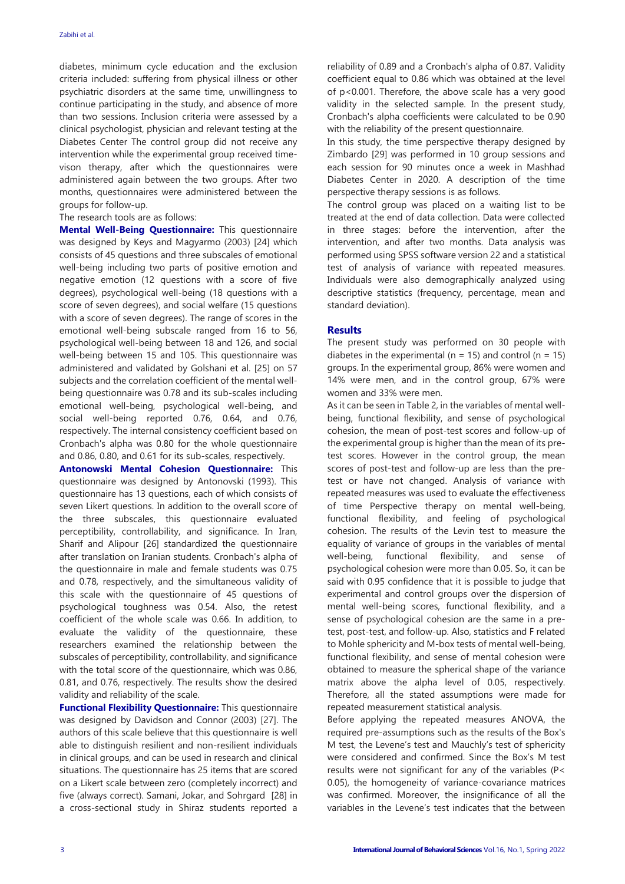diabetes, minimum cycle education and the exclusion criteria included: suffering from physical illness or other psychiatric disorders at the same time, unwillingness to continue participating in the study, and absence of more than two sessions. Inclusion criteria were assessed by a clinical psychologist, physician and relevant testing at the Diabetes Center The control group did not receive any intervention while the experimental group received time-vison therapy, after which the questionnaires were administered again between the two groups. After two months, questionnaires were administered between the groups for follow-up.

The research tools are as follows:

**Mental Well-Being Questionnaire:** This questionnaire was designed by Keys and Magyarmo (2003) [24] which consists of 45 questions and three subscales of emotional well-being including two parts of positive emotion and negative emotion (12 questions with a score of five degrees), psychological well-being (18 questions with a score of seven degrees), and social welfare (15 questions with a score of seven degrees). The range of scores in the emotional well-being subscale ranged from 16 to 56, psychological well-being between 18 and 126, and social well-being between 15 and 105. This questionnaire was administered and validated by Golshani et al. [25] on 57 subjects and the correlation coefficient of the mental well-being questionnaire was 0.78 and its sub-scales including emotional well-being, psychological well-being, and social well-being reported 0.76, 0.64, and 0.76, respectively. The internal consistency coefficient based on Cronbach's alpha was 0.80 for the whole questionnaire and 0.86, 0.80, and 0.61 for its sub-scales, respectively.

**Antonowski Mental Cohesion Questionnaire:** This questionnaire was designed by Antonovski (1993). This questionnaire has 13 questions, each of which consists of seven Likert questions. In addition to the overall score of the three subscales, this questionnaire evaluated perceptibility, controllability, and significance. In Iran, Sharif and Alipour [26] standardized the questionnaire after translation on Iranian students. Cronbach's alpha of the questionnaire in male and female students was 0.75 and 0.78, respectively, and the simultaneous validity of this scale with the questionnaire of 45 questions of psychological toughness was 0.54. Also, the retest coefficient of the whole scale was 0.66. In addition, to evaluate the validity of the questionnaire, these researchers examined the relationship between the subscales of perceptibility, controllability, and significance with the total score of the questionnaire, which was 0.86, 0.81, and 0.76, respectively. The results show the desired validity and reliability of the scale.

**Functional Flexibility Questionnaire:** This questionnaire was designed by Davidson and Connor (2003) [27]. The authors of this scale believe that this questionnaire is well able to distinguish resilient and non-resilient individuals in clinical groups, and can be used in research and clinical situations. The questionnaire has 25 items that are scored on a Likert scale between zero (completely incorrect) and five (always correct). Samani, Jokar, and Sohrgard [28] in a cross-sectional study in Shiraz students reported a reliability of 0.89 and a Cronbach's alpha of 0.87. Validity coefficient equal to 0.86 which was obtained at the level of $p<0.001$. Therefore, the above scale has a very good validity in the selected sample. In the present study, Cronbach's alpha coefficients were calculated to be 0.90 with the reliability of the present questionnaire.

In this study, the time perspective therapy designed by Zimbardo [29] was performed in 10 group sessions and each session for 90 minutes once a week in Mashhad Diabetes Center in 2020. A description of the time perspective therapy sessions is as follows.

The control group was placed on a waiting list to be treated at the end of data collection. Data were collected in three stages: before the intervention, after the intervention, and after two months. Data analysis was performed using SPSS software version 22 and a statistical test of analysis of variance with repeated measures. Individuals were also demographically analyzed using descriptive statistics (frequency, percentage, mean and standard deviation).

## Results

The present study was performed on 30 people with diabetes in the experimental ($n = 15$) and control ($n = 15$) groups. In the experimental group, 86% were women and 14% were men, and in the control group, 67% were women and 33% were men.

As it can be seen in Table 2, in the variables of mental well-being, functional flexibility, and sense of psychological cohesion, the mean of post-test scores and follow-up of the experimental group is higher than the mean of its pre-test scores. However in the control group, the mean scores of post-test and follow-up are less than the pre-test or have not changed. Analysis of variance with repeated measures was used to evaluate the effectiveness of time Perspective therapy on mental well-being, functional flexibility, and feeling of psychological cohesion. The results of the Levin test to measure the equality of variance of groups in the variables of mental well-being, functional flexibility, and sense of psychological cohesion were more than 0.05. So, it can be said with 0.95 confidence that it is possible to judge that experimental and control groups over the dispersion of mental well-being scores, functional flexibility, and a sense of psychological cohesion are the same in a pre-test, post-test, and follow-up. Also, statistics and F related to Mohle sphericity and M-box tests of mental well-being, functional flexibility, and sense of mental cohesion were obtained to measure the spherical shape of the variance matrix above the alpha level of 0.05, respectively. Therefore, all the stated assumptions were made for repeated measurement statistical analysis.

Before applying the repeated measures ANOVA, the required pre-assumptions such as the results of the Box's M test, the Levene's test and Mauchly's test of sphericity were considered and confirmed. Since the Box's M test results were not significant for any of the variables ($P< 0.05$), the homogeneity of variance-covariance matrices was confirmed. Moreover, the insignificance of all the variables in the Levene's test indicates that the between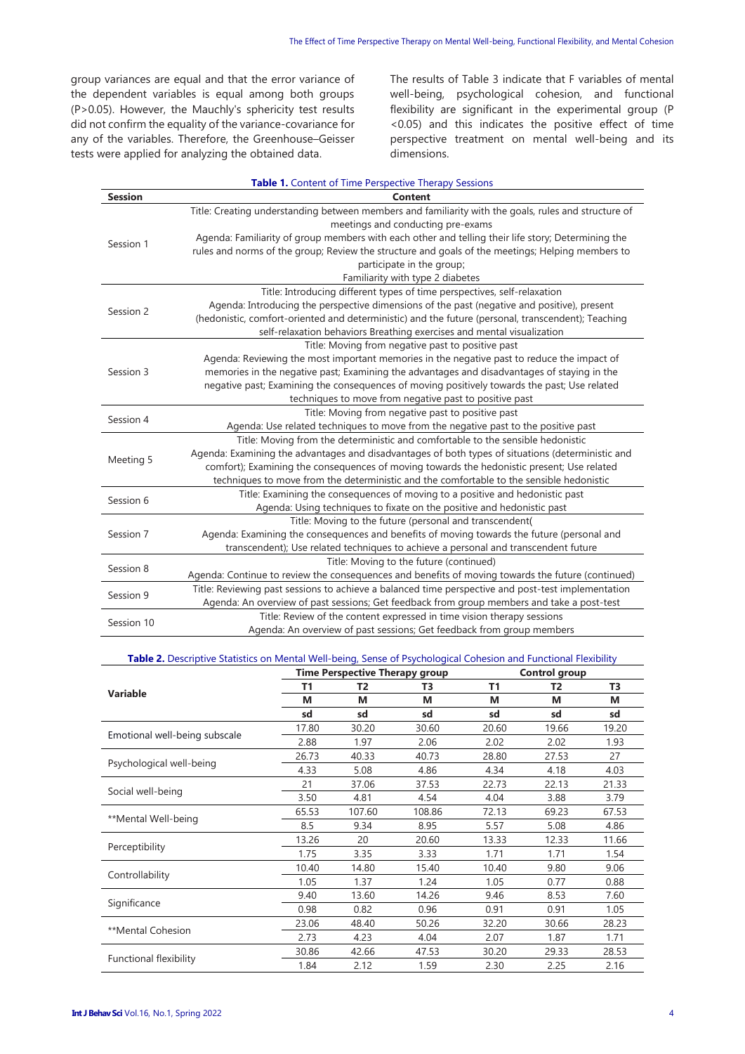group variances are equal and that the error variance of the dependent variables is equal among both groups (P>0.05). However, the Mauchly's sphericity test results did not confirm the equality of the variance-covariance for any of the variables. Therefore, the Greenhouse–Geisser tests were applied for analyzing the obtained data.

The results of Table 3 indicate that F variables of mental well-being, psychological cohesion, and functional flexibility are significant in the experimental group (P <0.05) and this indicates the positive effect of time perspective treatment on mental well-being and its dimensions.

**Table 1.** Content of Time Perspective Therapy Sessions

| Session | Content |
|---|---|
| Session 1 | Title: Creating understanding between members and familiarity with the goals, rules and structure of meetings and conducting pre-exams<br>Agenda: Familiarity of group members with each other and telling their life story; Determining the rules and norms of the group; Review the structure and goals of the meetings; Helping members to participate in the group;<br>Familiarity with type 2 diabetes |
| Session 2 | Title: Introducing different types of time perspectives, self-relaxation<br>Agenda: Introducing the perspective dimensions of the past (negative and positive), present (hedonistic, comfort-oriented and deterministic) and the future (personal, transcendent); Teaching self-relaxation behaviors Breathing exercises and mental visualization |
| Session 3 | Title: Moving from negative past to positive past<br>Agenda: Reviewing the most important memories in the negative past to reduce the impact of memories in the negative past; Examining the advantages and disadvantages of staying in the negative past; Examining the consequences of moving positively towards the past; Use related techniques to move from negative past to positive past |
| Session 4 | Title: Moving from negative past to positive past<br>Agenda: Use related techniques to move from the negative past to the positive past |
| Meeting 5 | Title: Moving from the deterministic and comfortable to the sensible hedonistic<br>Agenda: Examining the advantages and disadvantages of both types of situations (deterministic and comfort); Examining the consequences of moving towards the hedonistic present; Use related techniques to move from the deterministic and the comfortable to the sensible hedonistic |
| Session 6 | Title: Examining the consequences of moving to a positive and hedonistic past<br>Agenda: Using techniques to fixate on the positive and hedonistic past |
| Session 7 | Title: Moving to the future (personal and transcendent(<br>Agenda: Examining the consequences and benefits of moving towards the future (personal and transcendent); Use related techniques to achieve a personal and transcendent future |
| Session 8 | Title: Moving to the future (continued)<br>Agenda: Continue to review the consequences and benefits of moving towards the future (continued) |
| Session 9 | Title: Reviewing past sessions to achieve a balanced time perspective and post-test implementation<br>Agenda: An overview of past sessions; Get feedback from group members and take a post-test |
| Session 10 | Title: Review of the content expressed in time vision therapy sessions<br>Agenda: An overview of past sessions; Get feedback from group members |

**Table 2.** Descriptive Statistics on Mental Well-being, Sense of Psychological Cohesion and Functional Flexibility

| Variable | Time Perspective Therapy group | | | Control group | | |
|---|---|---|---|---|---|---|
| | T1 | T2 | T3 | T1 | T2 | T3 |
| | M | M | M | M | M | M |
| | sd | sd | sd | sd | sd | sd |
| Emotional well-being subscale | 17.80 | 30.20 | 30.60 | 20.60 | 19.66 | 19.20 |
| | 2.88 | 1.97 | 2.06 | 2.02 | 2.02 | 1.93 |
| Psychological well-being | 26.73 | 40.33 | 40.73 | 28.80 | 27.53 | 27 |
| | 4.33 | 5.08 | 4.86 | 4.34 | 4.18 | 4.03 |
| Social well-being | 21 | 37.06 | 37.53 | 22.73 | 22.13 | 21.33 |
| | 3.50 | 4.81 | 4.54 | 4.04 | 3.88 | 3.79 |
| **Mental Well-being | 65.53 | 107.60 | 108.86 | 72.13 | 69.23 | 67.53 |
| | 8.5 | 9.34 | 8.95 | 5.57 | 5.08 | 4.86 |
| Perceptibility | 13.26 | 20 | 20.60 | 13.33 | 12.33 | 11.66 |
| | 1.75 | 3.35 | 3.33 | 1.71 | 1.71 | 1.54 |
| Controllability | 10.40 | 14.80 | 15.40 | 10.40 | 9.80 | 9.06 |
| | 1.05 | 1.37 | 1.24 | 1.05 | 0.77 | 0.88 |
| Significance | 9.40 | 13.60 | 14.26 | 9.46 | 8.53 | 7.60 |
| | 0.98 | 0.82 | 0.96 | 0.91 | 0.91 | 1.05 |
| **Mental Cohesion | 23.06 | 48.40 | 50.26 | 32.20 | 30.66 | 28.23 |
| | 2.73 | 4.23 | 4.04 | 2.07 | 1.87 | 1.71 |
| Functional flexibility | 30.86 | 42.66 | 47.53 | 30.20 | 29.33 | 28.53 |
| | 1.84 | 2.12 | 1.59 | 2.30 | 2.25 | 2.16 |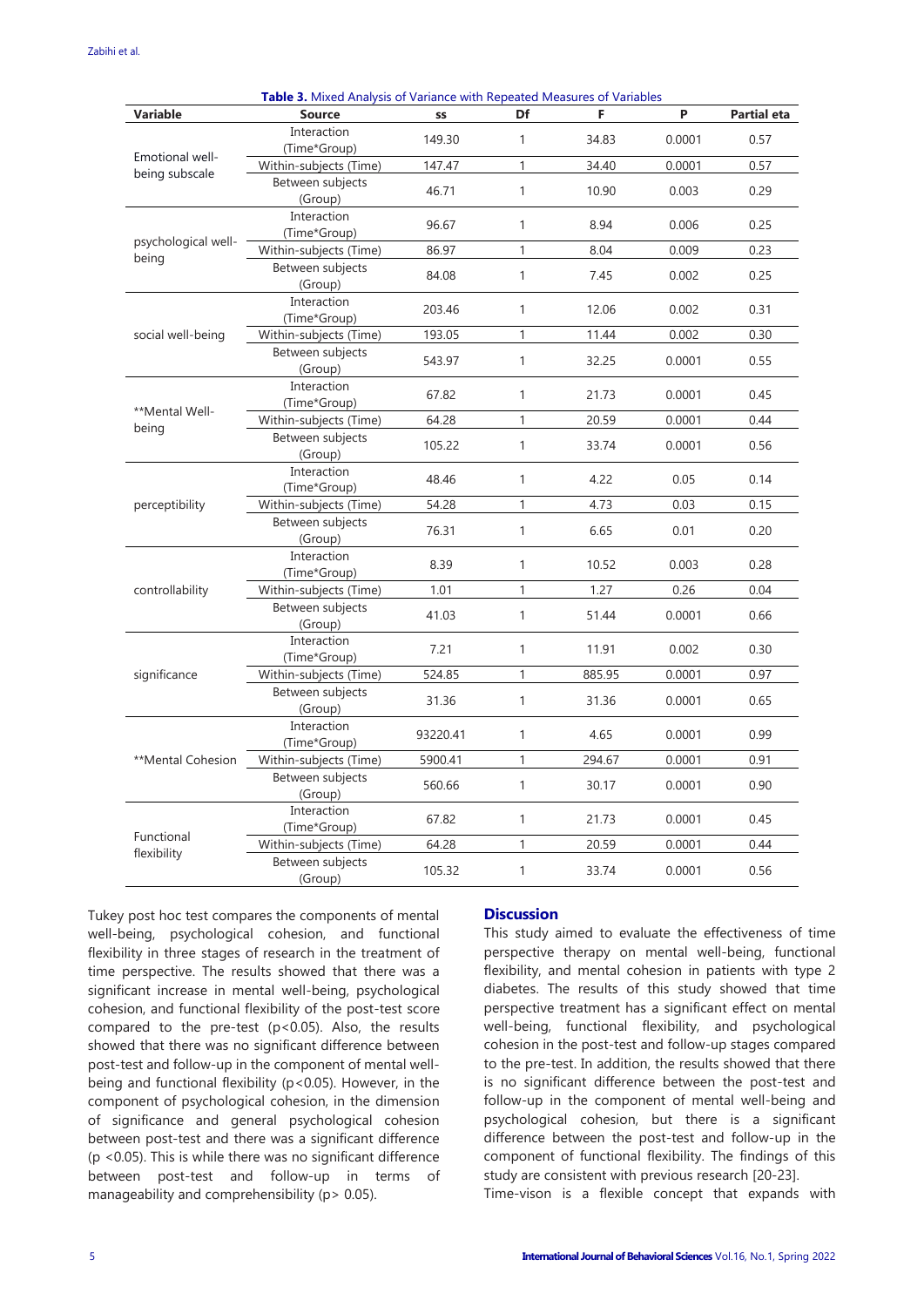**Table 3.** Mixed Analysis of Variance with Repeated Measures of Variables

| Variable | Source | ss | Df | F | P | Partial eta |
|---|---|---|---|---|---|---|
| Emotional well-being subscale | Interaction (Time*Group) | 149.30 | 1 | 34.83 | 0.0001 | 0.57 |
| | Within-subjects (Time) | 147.47 | 1 | 34.40 | 0.0001 | 0.57 |
| | Between subjects (Group) | 46.71 | 1 | 10.90 | 0.003 | 0.29 |
| psychological well-being | Interaction (Time*Group) | 96.67 | 1 | 8.94 | 0.006 | 0.25 |
| | Within-subjects (Time) | 86.97 | 1 | 8.04 | 0.009 | 0.23 |
| | Between subjects (Group) | 84.08 | 1 | 7.45 | 0.002 | 0.25 |
| social well-being | Interaction (Time*Group) | 203.46 | 1 | 12.06 | 0.002 | 0.31 |
| | Within-subjects (Time) | 193.05 | 1 | 11.44 | 0.002 | 0.30 |
| | Between subjects (Group) | 543.97 | 1 | 32.25 | 0.0001 | 0.55 |
| **Mental Well-being | Interaction (Time*Group) | 67.82 | 1 | 21.73 | 0.0001 | 0.45 |
| | Within-subjects (Time) | 64.28 | 1 | 20.59 | 0.0001 | 0.44 |
| | Between subjects (Group) | 105.22 | 1 | 33.74 | 0.0001 | 0.56 |
| perceptibility | Interaction (Time*Group) | 48.46 | 1 | 4.22 | 0.05 | 0.14 |
| | Within-subjects (Time) | 54.28 | 1 | 4.73 | 0.03 | 0.15 |
| | Between subjects (Group) | 76.31 | 1 | 6.65 | 0.01 | 0.20 |
| controllability | Interaction (Time*Group) | 8.39 | 1 | 10.52 | 0.003 | 0.28 |
| | Within-subjects (Time) | 1.01 | 1 | 1.27 | 0.26 | 0.04 |
| | Between subjects (Group) | 41.03 | 1 | 51.44 | 0.0001 | 0.66 |
| significance | Interaction (Time*Group) | 7.21 | 1 | 11.91 | 0.002 | 0.30 |
| | Within-subjects (Time) | 524.85 | 1 | 885.95 | 0.0001 | 0.97 |
| | Between subjects (Group) | 31.36 | 1 | 31.36 | 0.0001 | 0.65 |
| **Mental Cohesion | Interaction (Time*Group) | 93220.41 | 1 | 4.65 | 0.0001 | 0.99 |
| | Within-subjects (Time) | 5900.41 | 1 | 294.67 | 0.0001 | 0.91 |
| | Between subjects (Group) | 560.66 | 1 | 30.17 | 0.0001 | 0.90 |
| Functional flexibility | Interaction (Time*Group) | 67.82 | 1 | 21.73 | 0.0001 | 0.45 |
| | Within-subjects (Time) | 64.28 | 1 | 20.59 | 0.0001 | 0.44 |
| | Between subjects (Group) | 105.32 | 1 | 33.74 | 0.0001 | 0.56 |

Tukey post hoc test compares the components of mental well-being, psychological cohesion, and functional flexibility in three stages of research in the treatment of time perspective. The results showed that there was a significant increase in mental well-being, psychological cohesion, and functional flexibility of the post-test score compared to the pre-test ($p<0.05$). Also, the results showed that there was no significant difference between post-test and follow-up in the component of mental well-being and functional flexibility ($p<0.05$). However, in the component of psychological cohesion, in the dimension of significance and general psychological cohesion between post-test and there was a significant difference ($p <0.05$). This is while there was no significant difference between post-test and follow-up in terms of manageability and comprehensibility ($p> 0.05$).

## Discussion

This study aimed to evaluate the effectiveness of time perspective therapy on mental well-being, functional flexibility, and mental cohesion in patients with type 2 diabetes. The results of this study showed that time perspective treatment has a significant effect on mental well-being, functional flexibility, and psychological cohesion in the post-test and follow-up stages compared to the pre-test. In addition, the results showed that there is no significant difference between the post-test and follow-up in the component of mental well-being and psychological cohesion, but there is a significant difference between the post-test and follow-up in the component of functional flexibility. The findings of this study are consistent with previous research [20-23].

Time-vison is a flexible concept that expands with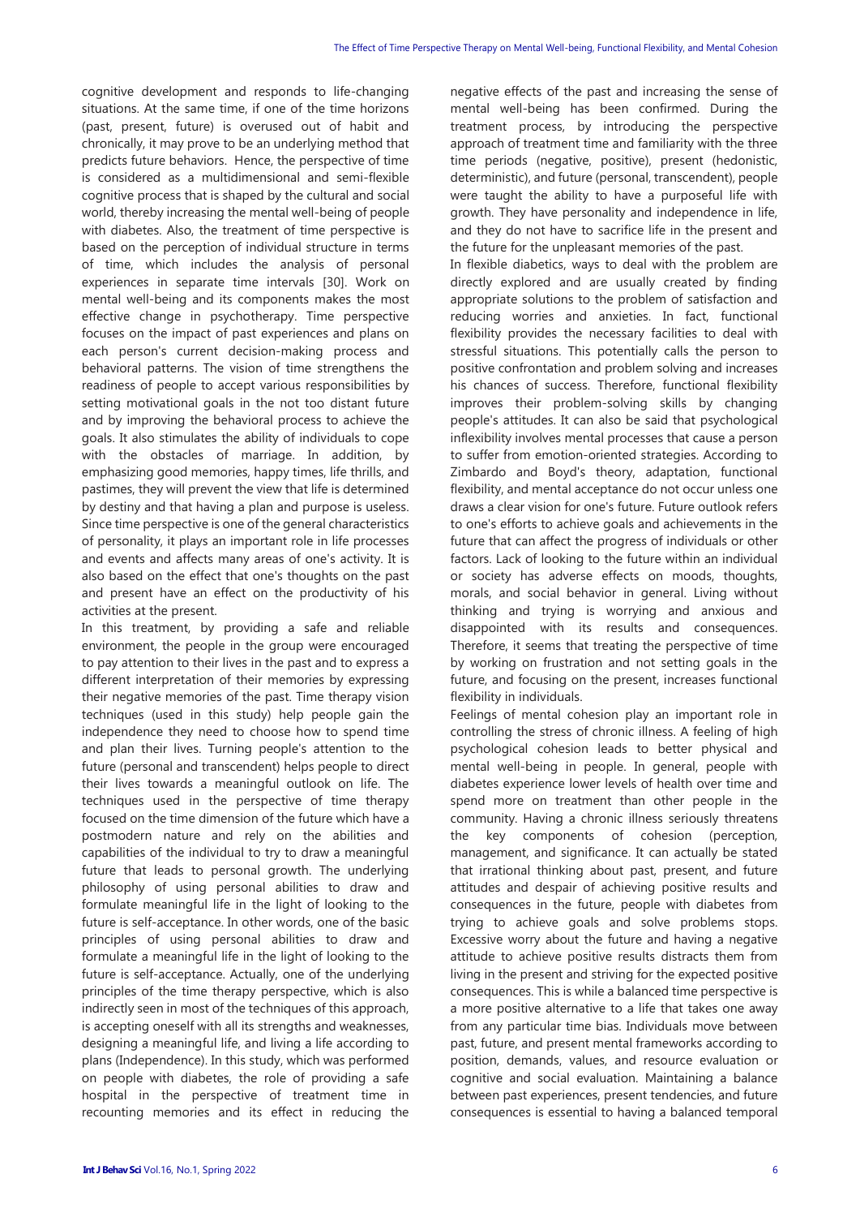cognitive development and responds to life-changing situations. At the same time, if one of the time horizons (past, present, future) is overused out of habit and chronically, it may prove to be an underlying method that predicts future behaviors. Hence, the perspective of time is considered as a multidimensional and semi-flexible cognitive process that is shaped by the cultural and social world, thereby increasing the mental well-being of people with diabetes. Also, the treatment of time perspective is based on the perception of individual structure in terms of time, which includes the analysis of personal experiences in separate time intervals [30]. Work on mental well-being and its components makes the most effective change in psychotherapy. Time perspective focuses on the impact of past experiences and plans on each person's current decision-making process and behavioral patterns. The vision of time strengthens the readiness of people to accept various responsibilities by setting motivational goals in the not too distant future and by improving the behavioral process to achieve the goals. It also stimulates the ability of individuals to cope with the obstacles of marriage. In addition, by emphasizing good memories, happy times, life thrills, and pastimes, they will prevent the view that life is determined by destiny and that having a plan and purpose is useless. Since time perspective is one of the general characteristics of personality, it plays an important role in life processes and events and affects many areas of one's activity. It is also based on the effect that one's thoughts on the past and present have an effect on the productivity of his activities at the present.

In this treatment, by providing a safe and reliable environment, the people in the group were encouraged to pay attention to their lives in the past and to express a different interpretation of their memories by expressing their negative memories of the past. Time therapy vision techniques (used in this study) help people gain the independence they need to choose how to spend time and plan their lives. Turning people's attention to the future (personal and transcendent) helps people to direct their lives towards a meaningful outlook on life. The techniques used in the perspective of time therapy focused on the time dimension of the future which have a postmodern nature and rely on the abilities and capabilities of the individual to try to draw a meaningful future that leads to personal growth. The underlying philosophy of using personal abilities to draw and formulate meaningful life in the light of looking to the future is self-acceptance. In other words, one of the basic principles of using personal abilities to draw and formulate a meaningful life in the light of looking to the future is self-acceptance. Actually, one of the underlying principles of the time therapy perspective, which is also indirectly seen in most of the techniques of this approach, is accepting oneself with all its strengths and weaknesses, designing a meaningful life, and living a life according to plans (Independence). In this study, which was performed on people with diabetes, the role of providing a safe hospital in the perspective of treatment time in recounting memories and its effect in reducing the negative effects of the past and increasing the sense of mental well-being has been confirmed. During the treatment process, by introducing the perspective approach of treatment time and familiarity with the three time periods (negative, positive), present (hedonistic, deterministic), and future (personal, transcendent), people were taught the ability to have a purposeful life with growth. They have personality and independence in life, and they do not have to sacrifice life in the present and the future for the unpleasant memories of the past.

In flexible diabetics, ways to deal with the problem are directly explored and are usually created by finding appropriate solutions to the problem of satisfaction and reducing worries and anxieties. In fact, functional flexibility provides the necessary facilities to deal with stressful situations. This potentially calls the person to positive confrontation and problem solving and increases his chances of success. Therefore, functional flexibility improves their problem-solving skills by changing people's attitudes. It can also be said that psychological inflexibility involves mental processes that cause a person to suffer from emotion-oriented strategies. According to Zimbardo and Boyd's theory, adaptation, functional flexibility, and mental acceptance do not occur unless one draws a clear vision for one's future. Future outlook refers to one's efforts to achieve goals and achievements in the future that can affect the progress of individuals or other factors. Lack of looking to the future within an individual or society has adverse effects on moods, thoughts, morals, and social behavior in general. Living without thinking and trying is worrying and anxious and disappointed with its results and consequences. Therefore, it seems that treating the perspective of time by working on frustration and not setting goals in the future, and focusing on the present, increases functional flexibility in individuals.

Feelings of mental cohesion play an important role in controlling the stress of chronic illness. A feeling of high psychological cohesion leads to better physical and mental well-being in people. In general, people with diabetes experience lower levels of health over time and spend more on treatment than other people in the community. Having a chronic illness seriously threatens the key components of cohesion (perception, management, and significance. It can actually be stated that irrational thinking about past, present, and future attitudes and despair of achieving positive results and consequences in the future, people with diabetes from trying to achieve goals and solve problems stops. Excessive worry about the future and having a negative attitude to achieve positive results distracts them from living in the present and striving for the expected positive consequences. This is while a balanced time perspective is a more positive alternative to a life that takes one away from any particular time bias. Individuals move between past, future, and present mental frameworks according to position, demands, values, and resource evaluation or cognitive and social evaluation. Maintaining a balance between past experiences, present tendencies, and future consequences is essential to having a balanced temporal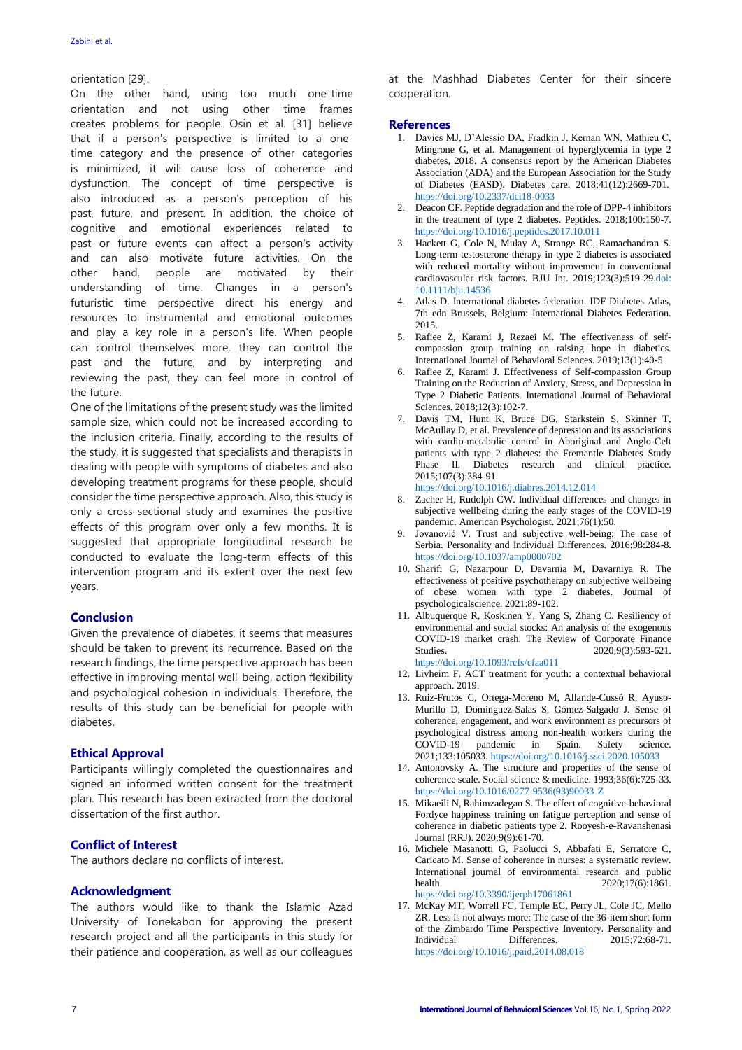orientation [29].

On the other hand, using too much one-time orientation and not using other time frames creates problems for people. Osin et al. [31] believe that if a person's perspective is limited to a one-time category and the presence of other categories is minimized, it will cause loss of coherence and dysfunction. The concept of time perspective is also introduced as a person's perception of his past, future, and present. In addition, the choice of cognitive and emotional experiences related to past or future events can affect a person's activity and can also motivate future activities. On the other hand, people are motivated by their understanding of time. Changes in a person's futuristic time perspective direct his energy and resources to instrumental and emotional outcomes and play a key role in a person's life. When people can control themselves more, they can control the past and the future, and by interpreting and reviewing the past, they can feel more in control of the future.

One of the limitations of the present study was the limited sample size, which could not be increased according to the inclusion criteria. Finally, according to the results of the study, it is suggested that specialists and therapists in dealing with people with symptoms of diabetes and also developing treatment programs for these people, should consider the time perspective approach. Also, this study is only a cross-sectional study and examines the positive effects of this program over only a few months. It is suggested that appropriate longitudinal research be conducted to evaluate the long-term effects of this intervention program and its extent over the next few years.

## Conclusion

Given the prevalence of diabetes, it seems that measures should be taken to prevent its recurrence. Based on the research findings, the time perspective approach has been effective in improving mental well-being, action flexibility and psychological cohesion in individuals. Therefore, the results of this study can be beneficial for people with diabetes.

## Ethical Approval

Participants willingly completed the questionnaires and signed an informed written consent for the treatment plan. This research has been extracted from the doctoral dissertation of the first author.

## Conflict of Interest

The authors declare no conflicts of interest.

## Acknowledgment

The authors would like to thank the Islamic Azad University of Tonekabon for approving the present research project and all the participants in this study for their patience and cooperation, as well as our colleagues at the Mashhad Diabetes Center for their sincere cooperation.

## References

1. Davies MJ, D'Alessio DA, Fradkin J, Kernan WN, Mathieu C, Mingrone G, et al. Management of hyperglycemia in type 2 diabetes, 2018. A consensus report by the American Diabetes Association (ADA) and the European Association for the Study of Diabetes (EASD). Diabetes care. 2018;41(12):2669-701. https://doi.org/10.2337/dci18-0033
2. Deacon CF. Peptide degradation and the role of DPP-4 inhibitors in the treatment of type 2 diabetes. Peptides. 2018;100:150-7. https://doi.org/10.1016/j.peptides.2017.10.011
3. Hackett G, Cole N, Mulay A, Strange RC, Ramachandran S. Long-term testosterone therapy in type 2 diabetes is associated with reduced mortality without improvement in conventional cardiovascular risk factors. BJU Int. 2019;123(3):519-29.doi: 10.1111/bju.14536
4. Atlas D. International diabetes federation. IDF Diabetes Atlas, 7th edn Brussels, Belgium: International Diabetes Federation. 2015.
5. Rafiee Z, Karami J, Rezaei M. The effectiveness of self-compassion group training on raising hope in diabetics. International Journal of Behavioral Sciences. 2019;13(1):40-5.
6. Rafiee Z, Karami J. Effectiveness of Self-compassion Group Training on the Reduction of Anxiety, Stress, and Depression in Type 2 Diabetic Patients. International Journal of Behavioral Sciences. 2018;12(3):102-7.
7. Davis TM, Hunt K, Bruce DG, Starkstein S, Skinner T, McAullay D, et al. Prevalence of depression and its associations with cardio-metabolic control in Aboriginal and Anglo-Celt patients with type 2 diabetes: the Fremantle Diabetes Study Phase II. Diabetes research and clinical practice. 2015;107(3):384-91. https://doi.org/10.1016/j.diabres.2014.12.014
8. Zacher H, Rudolph CW. Individual differences and changes in subjective wellbeing during the early stages of the COVID-19 pandemic. American Psychologist. 2021;76(1):50.
9. Jovanović V. Trust and subjective well-being: The case of Serbia. Personality and Individual Differences. 2016;98:284-8. https://doi.org/10.1037/amp0000702
10. Sharifi G, Nazarpour D, Davarnia M, Davarniya R. The effectiveness of positive psychotherapy on subjective wellbeing of obese women with type 2 diabetes. Journal of psychologicalscience. 2021:89-102.
11. Albuquerque R, Koskinen Y, Yang S, Zhang C. Resiliency of environmental and social stocks: An analysis of the exogenous COVID-19 market crash. The Review of Corporate Finance Studies. 2020;9(3):593-621. https://doi.org/10.1093/rcfs/cfaa011
12. Livheim F. ACT treatment for youth: a contextual behavioral approach. 2019.
13. Ruiz-Frutos C, Ortega-Moreno M, Allande-Cussó R, Ayuso-Murillo D, Domínguez-Salas S, Gómez-Salgado J. Sense of coherence, engagement, and work environment as precursors of psychological distress among non-health workers during the COVID-19 pandemic in Spain. Safety science. 2021;133:105033. https://doi.org/10.1016/j.ssci.2020.105033
14. Antonovsky A. The structure and properties of the sense of coherence scale. Social science & medicine. 1993;36(6):725-33. https://doi.org/10.1016/0277-9536(93)90033-Z
15. Mikaeili N, Rahimzadegan S. The effect of cognitive-behavioral Fordyce happiness training on fatigue perception and sense of coherence in diabetic patients type 2. Rooyesh-e-Ravanshenasi Journal (RRJ). 2020;9(9):61-70.
16. Michele Masanotti G, Paolucci S, Abbafati E, Serratore C, Caricato M. Sense of coherence in nurses: a systematic review. International journal of environmental research and public health. 2020;17(6):1861. https://doi.org/10.3390/ijerph17061861
17. McKay MT, Worrell FC, Temple EC, Perry JL, Cole JC, Mello ZR. Less is not always more: The case of the 36-item short form of the Zimbardo Time Perspective Inventory. Personality and Individual Differences. 2015;72:68-71. https://doi.org/10.1016/j.paid.2014.08.018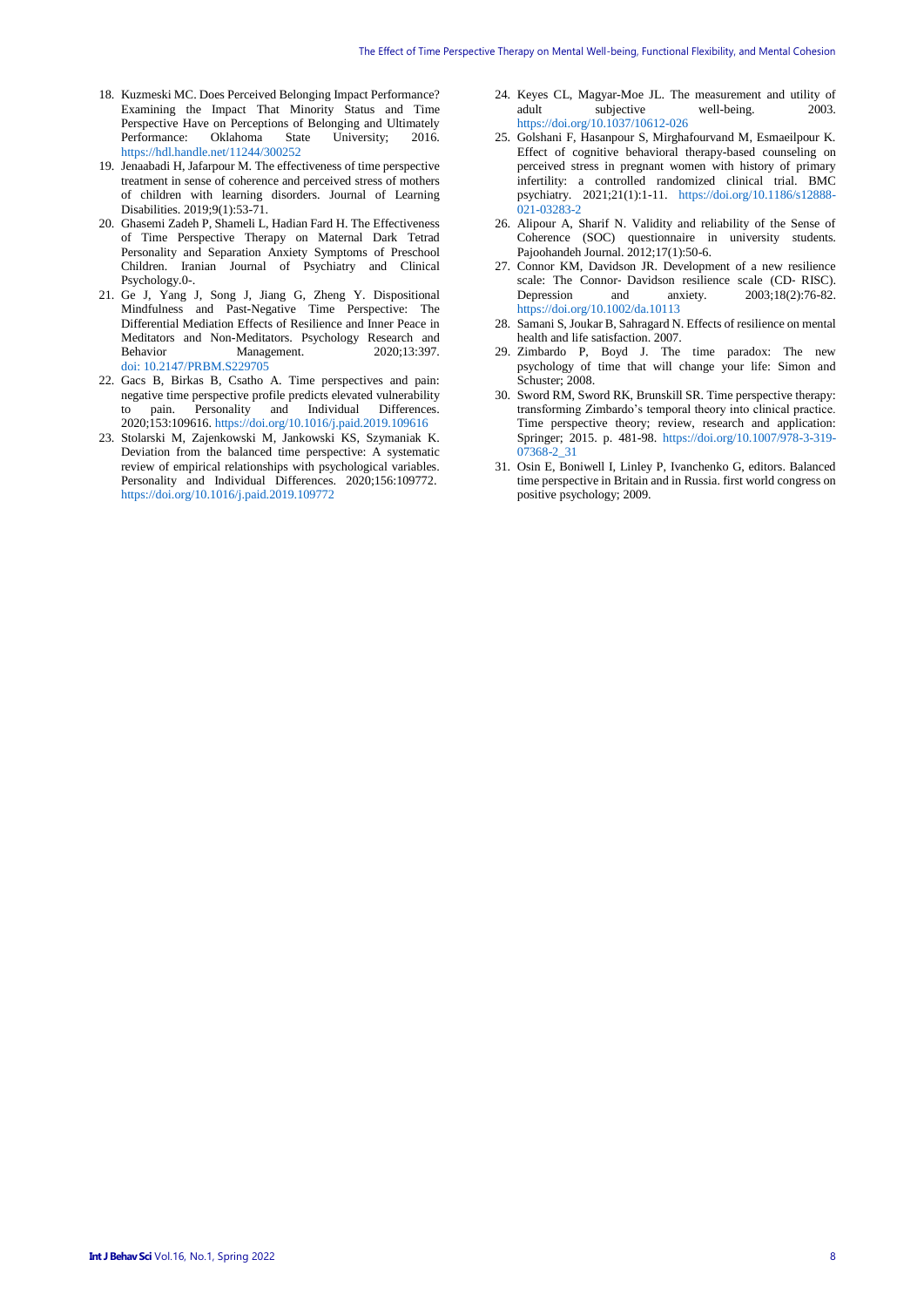18. Kuzmeski MC. Does Perceived Belonging Impact Performance? Examining the Impact That Minority Status and Time Perspective Have on Perceptions of Belonging and Ultimately Performance: Oklahoma State University; 2016. https://hdl.handle.net/11244/300252
19. Jenaabadi H, Jafarpour M. The effectiveness of time perspective treatment in sense of coherence and perceived stress of mothers of children with learning disorders. Journal of Learning Disabilities. 2019;9(1):53-71.
20. Ghasemi Zadeh P, Shameli L, Hadian Fard H. The Effectiveness of Time Perspective Therapy on Maternal Dark Tetrad Personality and Separation Anxiety Symptoms of Preschool Children. Iranian Journal of Psychiatry and Clinical Psychology.0-.
21. Ge J, Yang J, Song J, Jiang G, Zheng Y. Dispositional Mindfulness and Past-Negative Time Perspective: The Differential Mediation Effects of Resilience and Inner Peace in Meditators and Non-Meditators. Psychology Research and Behavior Management. 2020;13:397. doi: 10.2147/PRBM.S229705
22. Gacs B, Birkas B, Csatho A. Time perspectives and pain: negative time perspective profile predicts elevated vulnerability to pain. Personality and Individual Differences. 2020;153:109616. https://doi.org/10.1016/j.paid.2019.109616
23. Stolarski M, Zajenkowski M, Jankowski KS, Szymaniak K. Deviation from the balanced time perspective: A systematic review of empirical relationships with psychological variables. Personality and Individual Differences. 2020;156:109772. https://doi.org/10.1016/j.paid.2019.109772
24. Keyes CL, Magyar-Moe JL. The measurement and utility of adult subjective well-being. 2003. https://doi.org/10.1037/10612-026
25. Golshani F, Hasanpour S, Mirghafourvand M, Esmaeilpour K. Effect of cognitive behavioral therapy-based counseling on perceived stress in pregnant women with history of primary infertility: a controlled randomized clinical trial. BMC psychiatry. 2021;21(1):1-11. https://doi.org/10.1186/s12888-021-03283-2
26. Alipour A, Sharif N. Validity and reliability of the Sense of Coherence (SOC) questionnaire in university students. Pajoohandeh Journal. 2012;17(1):50-6.
27. Connor KM, Davidson JR. Development of a new resilience scale: The Connor- Davidson resilience scale (CD- RISC). Depression and anxiety. 2003;18(2):76-82. https://doi.org/10.1002/da.10113
28. Samani S, Joukar B, Sahragard N. Effects of resilience on mental health and life satisfaction. 2007.
29. Zimbardo P, Boyd J. The time paradox: The new psychology of time that will change your life: Simon and Schuster; 2008.
30. Sword RM, Sword RK, Brunskill SR. Time perspective therapy: transforming Zimbardo's temporal theory into clinical practice. Time perspective theory; review, research and application: Springer; 2015. p. 481-98. https://doi.org/10.1007/978-3-319-07368-2_31
31. Osin E, Boniwell I, Linley P, Ivanchenko G, editors. Balanced time perspective in Britain and in Russia. first world congress on positive psychology; 2009.